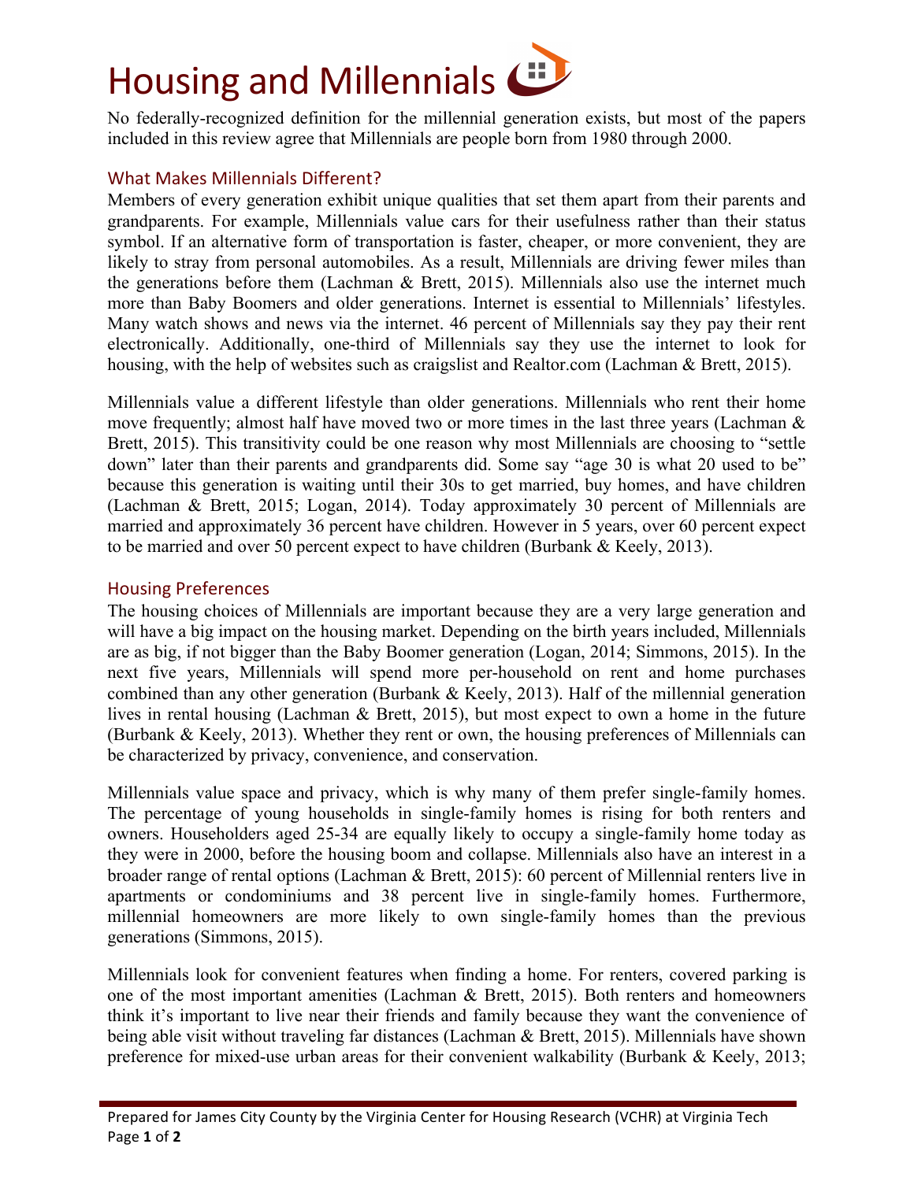# Housing and Millennials

No federally-recognized definition for the millennial generation exists, but most of the papers included in this review agree that Millennials are people born from 1980 through 2000.

## What Makes Millennials Different?

Members of every generation exhibit unique qualities that set them apart from their parents and grandparents. For example, Millennials value cars for their usefulness rather than their status symbol. If an alternative form of transportation is faster, cheaper, or more convenient, they are likely to stray from personal automobiles. As a result, Millennials are driving fewer miles than the generations before them (Lachman & Brett, 2015). Millennials also use the internet much more than Baby Boomers and older generations. Internet is essential to Millennials' lifestyles. Many watch shows and news via the internet. 46 percent of Millennials say they pay their rent electronically. Additionally, one-third of Millennials say they use the internet to look for housing, with the help of websites such as craigslist and Realtor.com (Lachman & Brett, 2015).

Millennials value a different lifestyle than older generations. Millennials who rent their home move frequently; almost half have moved two or more times in the last three years (Lachman & Brett, 2015). This transitivity could be one reason why most Millennials are choosing to "settle down" later than their parents and grandparents did. Some say "age 30 is what 20 used to be" because this generation is waiting until their 30s to get married, buy homes, and have children (Lachman & Brett, 2015; Logan, 2014). Today approximately 30 percent of Millennials are married and approximately 36 percent have children. However in 5 years, over 60 percent expect to be married and over 50 percent expect to have children (Burbank & Keely, 2013).

## Housing Preferences

The housing choices of Millennials are important because they are a very large generation and will have a big impact on the housing market. Depending on the birth years included, Millennials are as big, if not bigger than the Baby Boomer generation (Logan, 2014; Simmons, 2015). In the next five years, Millennials will spend more per-household on rent and home purchases combined than any other generation (Burbank & Keely, 2013). Half of the millennial generation lives in rental housing (Lachman & Brett, 2015), but most expect to own a home in the future (Burbank & Keely, 2013). Whether they rent or own, the housing preferences of Millennials can be characterized by privacy, convenience, and conservation.

Millennials value space and privacy, which is why many of them prefer single-family homes. The percentage of young households in single-family homes is rising for both renters and owners. Householders aged 25-34 are equally likely to occupy a single-family home today as they were in 2000, before the housing boom and collapse. Millennials also have an interest in a broader range of rental options (Lachman & Brett, 2015): 60 percent of Millennial renters live in apartments or condominiums and 38 percent live in single-family homes. Furthermore, millennial homeowners are more likely to own single-family homes than the previous generations (Simmons, 2015).

Millennials look for convenient features when finding a home. For renters, covered parking is one of the most important amenities (Lachman & Brett, 2015). Both renters and homeowners think it's important to live near their friends and family because they want the convenience of being able visit without traveling far distances (Lachman & Brett, 2015). Millennials have shown preference for mixed-use urban areas for their convenient walkability (Burbank & Keely, 2013;

Prepared for James City County by the Virginia Center for Housing Research (VCHR) at Virginia Tech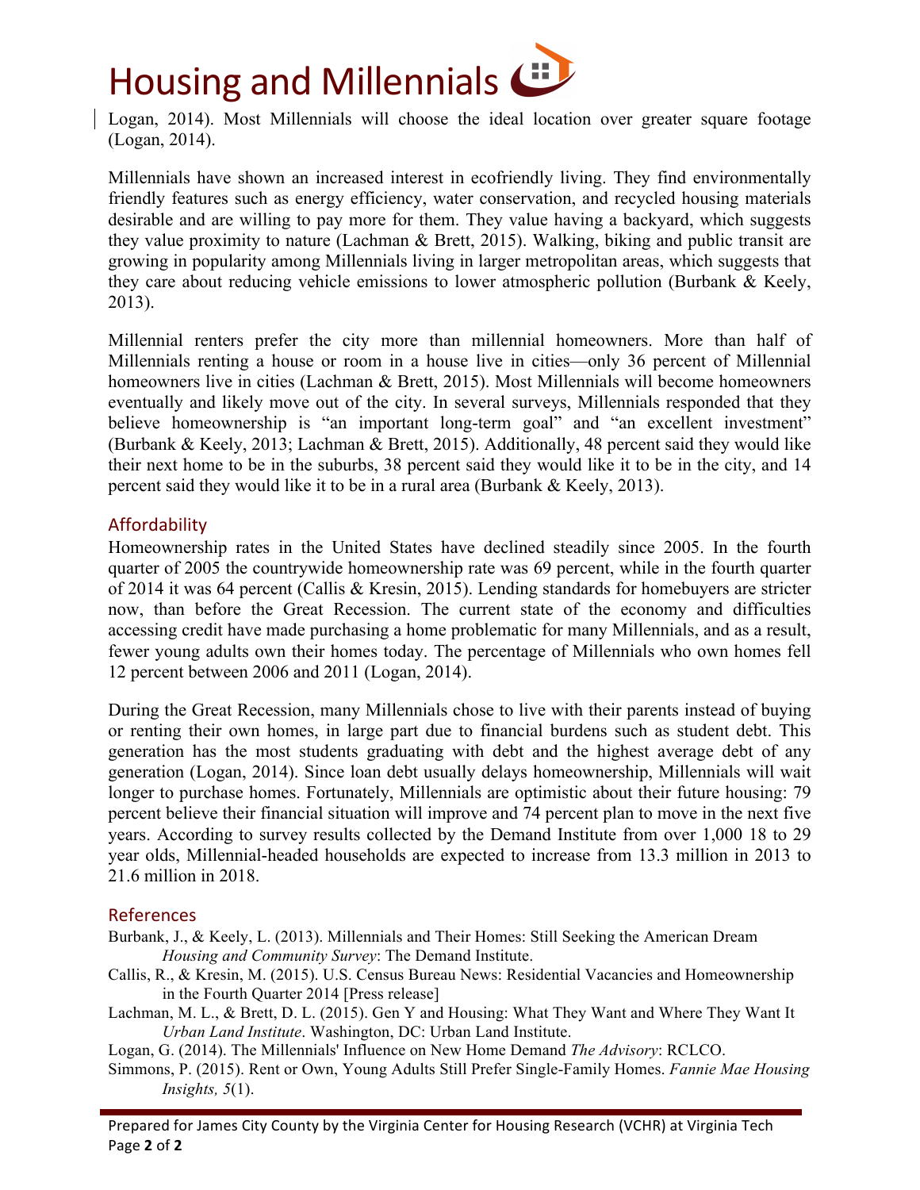Logan, 2014). Most Millennials will choose the ideal location over greater square footage (Logan, 2014).

Millennials have shown an increased interest in ecofriendly living. They find environmentally friendly features such as energy efficiency, water conservation, and recycled housing materials desirable and are willing to pay more for them. They value having a backyard, which suggests they value proximity to nature (Lachman & Brett, 2015). Walking, biking and public transit are growing in popularity among Millennials living in larger metropolitan areas, which suggests that they care about reducing vehicle emissions to lower atmospheric pollution (Burbank & Keely, 2013).

Millennial renters prefer the city more than millennial homeowners. More than half of Millennials renting a house or room in a house live in cities—only 36 percent of Millennial homeowners live in cities (Lachman & Brett, 2015). Most Millennials will become homeowners eventually and likely move out of the city. In several surveys, Millennials responded that they believe homeownership is "an important long-term goal" and "an excellent investment" (Burbank & Keely, 2013; Lachman & Brett, 2015). Additionally, 48 percent said they would like their next home to be in the suburbs, 38 percent said they would like it to be in the city, and 14 percent said they would like it to be in a rural area (Burbank & Keely, 2013).

## Affordability

Homeownership rates in the United States have declined steadily since 2005. In the fourth quarter of 2005 the countrywide homeownership rate was 69 percent, while in the fourth quarter of 2014 it was 64 percent (Callis & Kresin, 2015). Lending standards for homebuyers are stricter now, than before the Great Recession. The current state of the economy and difficulties accessing credit have made purchasing a home problematic for many Millennials, and as a result, fewer young adults own their homes today. The percentage of Millennials who own homes fell 12 percent between 2006 and 2011 (Logan, 2014).

During the Great Recession, many Millennials chose to live with their parents instead of buying or renting their own homes, in large part due to financial burdens such as student debt. This generation has the most students graduating with debt and the highest average debt of any generation (Logan, 2014). Since loan debt usually delays homeownership, Millennials will wait longer to purchase homes. Fortunately, Millennials are optimistic about their future housing: 79 percent believe their financial situation will improve and 74 percent plan to move in the next five years. According to survey results collected by the Demand Institute from over 1,000 18 to 29 year olds, Millennial-headed households are expected to increase from 13.3 million in 2013 to 21.6 million in 2018.

## References

Burbank, J., & Keely, L. (2013). Millennials and Their Homes: Still Seeking the American Dream *Housing and Community Survey*: The Demand Institute.

Callis, R., & Kresin, M. (2015). U.S. Census Bureau News: Residential Vacancies and Homeownership in the Fourth Quarter 2014 [Press release]

Lachman, M. L., & Brett, D. L. (2015). Gen Y and Housing: What They Want and Where They Want It *Urban Land Institute*. Washington, DC: Urban Land Institute.

Logan, G. (2014). The Millennials' Influence on New Home Demand *The Advisory*: RCLCO.

Simmons, P. (2015). Rent or Own, Young Adults Still Prefer Single-Family Homes. *Fannie Mae Housing Insights, 5*(1).